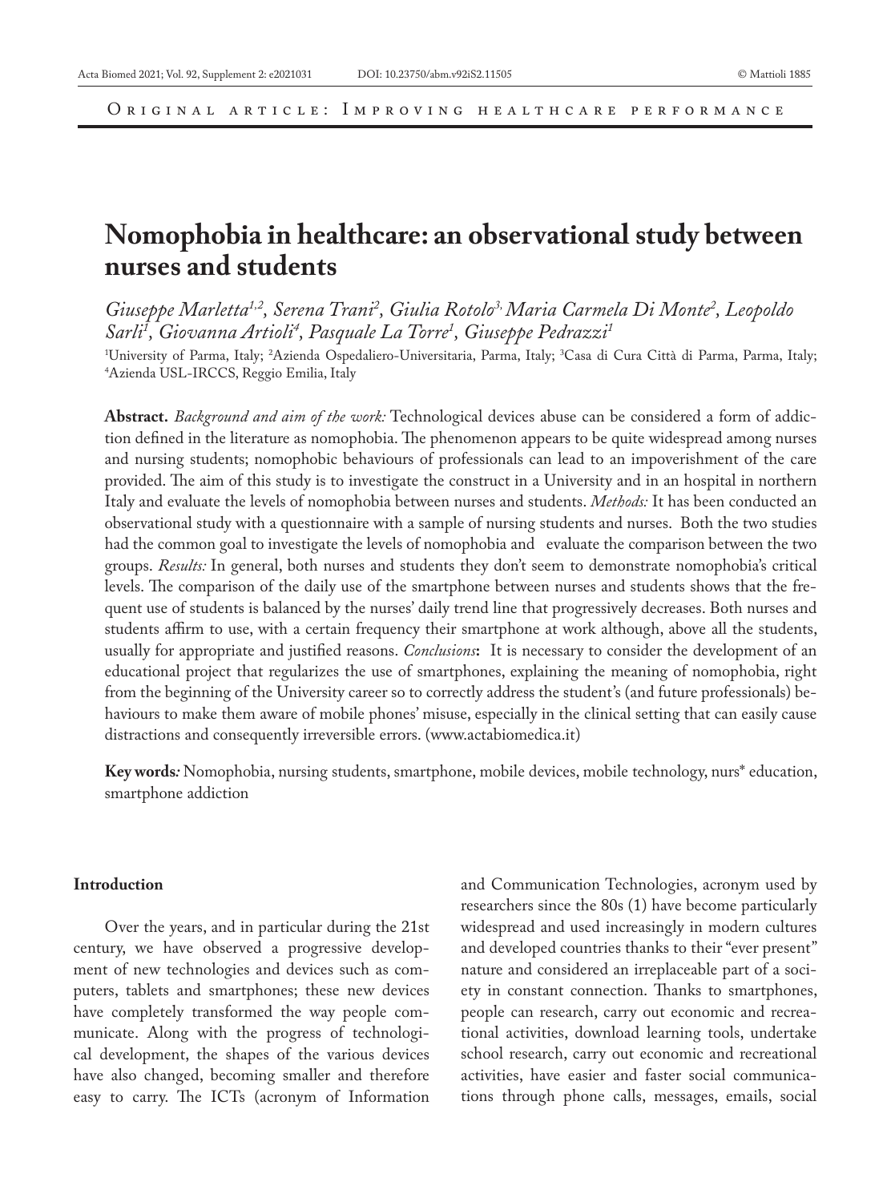Original article: Improving healthcare performance

# Nomophobia in healthcare: an observational study between nurses and students

*Giuseppe Marletta[1,2], Serena Trani[2], Giulia Rotolo[3], Maria Carmela Di Monte[2], Leopoldo Sarli[1], Giovanna Artioli[4], Pasquale La Torre[1], Giuseppe Pedrazzi[1]*

[1]University of Parma, Italy; [2]Azienda Ospedaliero-Universitaria, Parma, Italy; [3]Casa di Cura Città di Parma, Parma, Italy; [4]Azienda USL-IRCCS, Reggio Emilia, Italy

**Abstract.** *Background and aim of the work:* Technological devices abuse can be considered a form of addiction defined in the literature as nomophobia. The phenomenon appears to be quite widespread among nurses and nursing students; nomophobic behaviours of professionals can lead to an impoverishment of the care provided. The aim of this study is to investigate the construct in a University and in an hospital in northern Italy and evaluate the levels of nomophobia between nurses and students. *Methods:* It has been conducted an observational study with a questionnaire with a sample of nursing students and nurses. Both the two studies had the common goal to investigate the levels of nomophobia and evaluate the comparison between the two groups. *Results:* In general, both nurses and students they don't seem to demonstrate nomophobia's critical levels. The comparison of the daily use of the smartphone between nurses and students shows that the frequent use of students is balanced by the nurses' daily trend line that progressively decreases. Both nurses and students affirm to use, with a certain frequency their smartphone at work although, above all the students, usually for appropriate and justified reasons. *Conclusions***:** It is necessary to consider the development of an educational project that regularizes the use of smartphones, explaining the meaning of nomophobia, right from the beginning of the University career so to correctly address the student's (and future professionals) behaviours to make them aware of mobile phones' misuse, especially in the clinical setting that can easily cause distractions and consequently irreversible errors. (www.actabiomedica.it)

**Key words***:* Nomophobia, nursing students, smartphone, mobile devices, mobile technology, nurs* education, smartphone addiction

## Introduction

Over the years, and in particular during the 21st century, we have observed a progressive development of new technologies and devices such as computers, tablets and smartphones; these new devices have completely transformed the way people communicate. Along with the progress of technological development, the shapes of the various devices have also changed, becoming smaller and therefore easy to carry. The ICTs (acronym of Information and Communication Technologies, acronym used by researchers since the 80s (1) have become particularly widespread and used increasingly in modern cultures and developed countries thanks to their "ever present" nature and considered an irreplaceable part of a society in constant connection. Thanks to smartphones, people can research, carry out economic and recreational activities, download learning tools, undertake school research, carry out economic and recreational activities, have easier and faster social communications through phone calls, messages, emails, social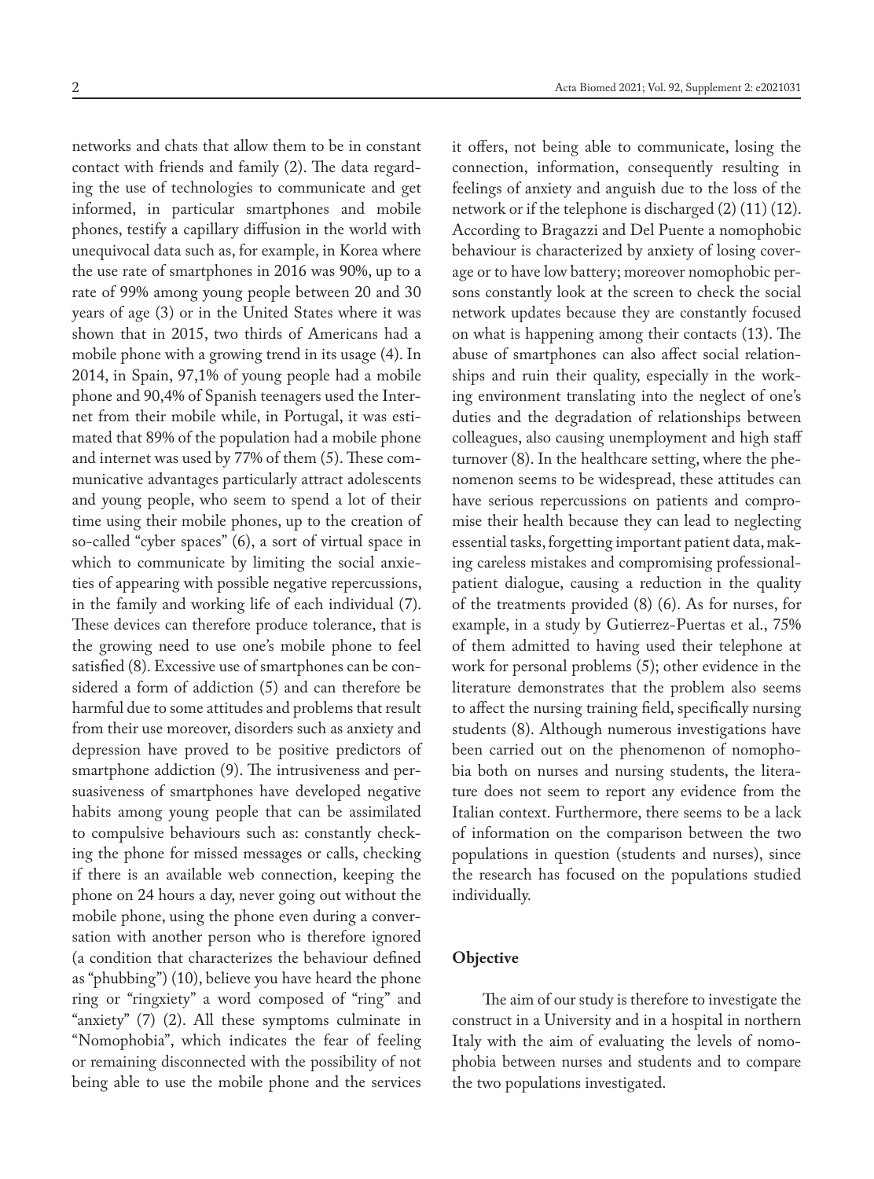networks and chats that allow them to be in constant contact with friends and family (2). The data regarding the use of technologies to communicate and get informed, in particular smartphones and mobile phones, testify a capillary diffusion in the world with unequivocal data such as, for example, in Korea where the use rate of smartphones in 2016 was 90%, up to a rate of 99% among young people between 20 and 30 years of age (3) or in the United States where it was shown that in 2015, two thirds of Americans had a mobile phone with a growing trend in its usage (4). In 2014, in Spain, 97,1% of young people had a mobile phone and 90,4% of Spanish teenagers used the Internet from their mobile while, in Portugal, it was estimated that 89% of the population had a mobile phone and internet was used by 77% of them (5). These communicative advantages particularly attract adolescents and young people, who seem to spend a lot of their time using their mobile phones, up to the creation of so-called "cyber spaces" (6), a sort of virtual space in which to communicate by limiting the social anxieties of appearing with possible negative repercussions, in the family and working life of each individual (7). These devices can therefore produce tolerance, that is the growing need to use one's mobile phone to feel satisfied (8). Excessive use of smartphones can be considered a form of addiction (5) and can therefore be harmful due to some attitudes and problems that result from their use moreover, disorders such as anxiety and depression have proved to be positive predictors of smartphone addiction (9). The intrusiveness and persuasiveness of smartphones have developed negative habits among young people that can be assimilated to compulsive behaviours such as: constantly checking the phone for missed messages or calls, checking if there is an available web connection, keeping the phone on 24 hours a day, never going out without the mobile phone, using the phone even during a conversation with another person who is therefore ignored (a condition that characterizes the behaviour defined as "phubbing") (10), believe you have heard the phone ring or "ringxiety" a word composed of "ring" and "anxiety" (7) (2). All these symptoms culminate in "Nomophobia", which indicates the fear of feeling or remaining disconnected with the possibility of not being able to use the mobile phone and the services it offers, not being able to communicate, losing the connection, information, consequently resulting in feelings of anxiety and anguish due to the loss of the network or if the telephone is discharged (2) (11) (12). According to Bragazzi and Del Puente a nomophobic behaviour is characterized by anxiety of losing coverage or to have low battery; moreover nomophobic persons constantly look at the screen to check the social network updates because they are constantly focused on what is happening among their contacts (13). The abuse of smartphones can also affect social relationships and ruin their quality, especially in the working environment translating into the neglect of one's duties and the degradation of relationships between colleagues, also causing unemployment and high staff turnover (8). In the healthcare setting, where the phenomenon seems to be widespread, these attitudes can have serious repercussions on patients and compromise their health because they can lead to neglecting essential tasks, forgetting important patient data, making careless mistakes and compromising professional-patient dialogue, causing a reduction in the quality of the treatments provided (8) (6). As for nurses, for example, in a study by Gutierrez-Puertas et al., 75% of them admitted to having used their telephone at work for personal problems (5); other evidence in the literature demonstrates that the problem also seems to affect the nursing training field, specifically nursing students (8). Although numerous investigations have been carried out on the phenomenon of nomophobia both on nurses and nursing students, the literature does not seem to report any evidence from the Italian context. Furthermore, there seems to be a lack of information on the comparison between the two populations in question (students and nurses), since the research has focused on the populations studied individually.

## Objective

The aim of our study is therefore to investigate the construct in a University and in a hospital in northern Italy with the aim of evaluating the levels of nomophobia between nurses and students and to compare the two populations investigated.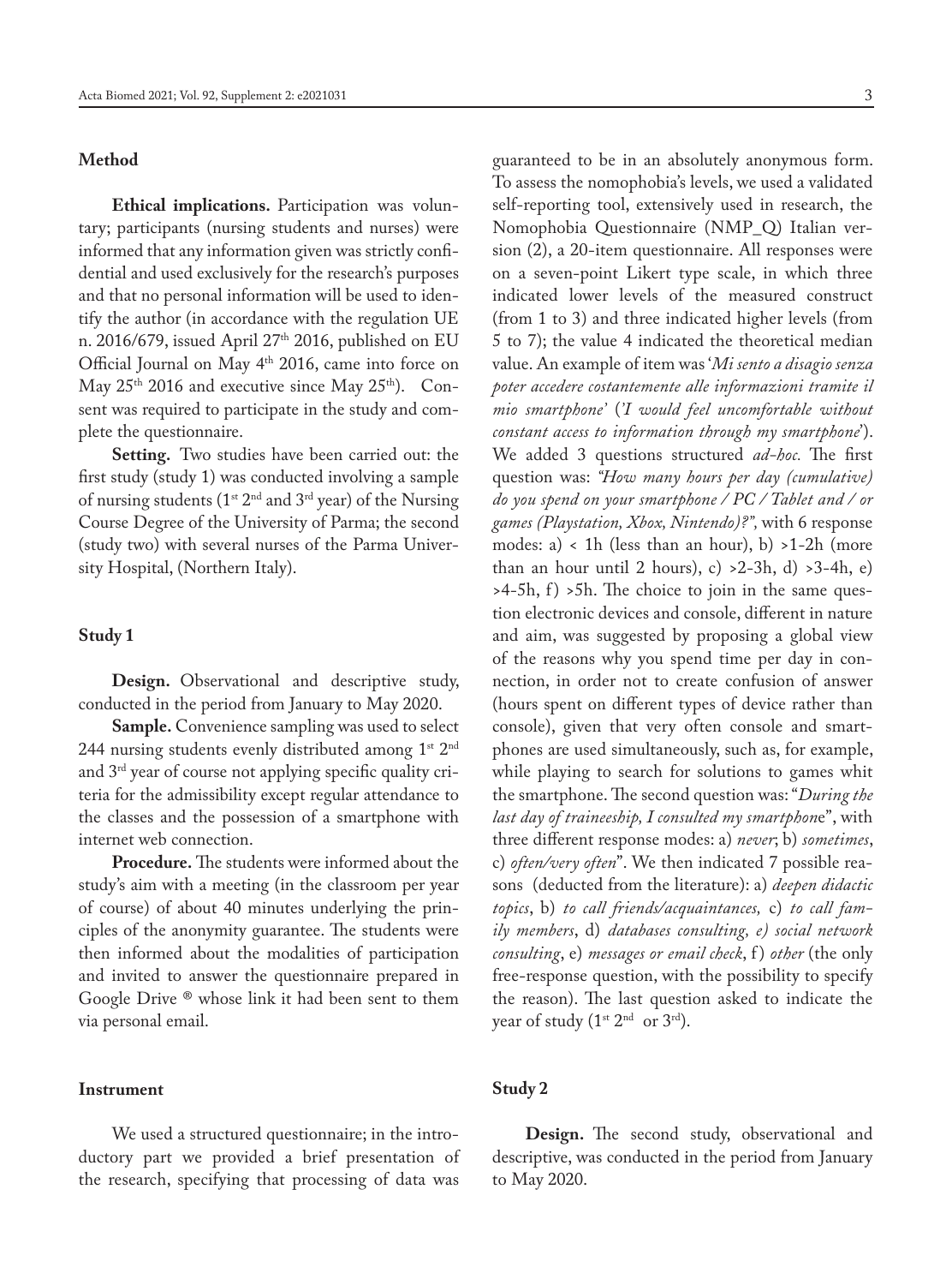## Method

**Ethical implications.** Participation was voluntary; participants (nursing students and nurses) were informed that any information given was strictly confidential and used exclusively for the research's purposes and that no personal information will be used to identify the author (in accordance with the regulation UE n. 2016/679, issued April 27th 2016, published on EU Official Journal on May 4th 2016, came into force on May 25th 2016 and executive since May 25th). Consent was required to participate in the study and complete the questionnaire.

**Setting.** Two studies have been carried out: the first study (study 1) was conducted involving a sample of nursing students (1st 2nd and 3rd year) of the Nursing Course Degree of the University of Parma; the second (study two) with several nurses of the Parma University Hospital, (Northern Italy).

## Study 1

**Design.** Observational and descriptive study, conducted in the period from January to May 2020.

**Sample.** Convenience sampling was used to select 244 nursing students evenly distributed among 1st 2nd and 3rd year of course not applying specific quality criteria for the admissibility except regular attendance to the classes and the possession of a smartphone with internet web connection.

**Procedure.** The students were informed about the study's aim with a meeting (in the classroom per year of course) of about 40 minutes underlying the principles of the anonymity guarantee. The students were then informed about the modalities of participation and invited to answer the questionnaire prepared in Google Drive ® whose link it had been sent to them via personal email.

## Instrument

We used a structured questionnaire; in the introductory part we provided a brief presentation of the research, specifying that processing of data was guaranteed to be in an absolutely anonymous form. To assess the nomophobia's levels, we used a validated self-reporting tool, extensively used in research, the Nomophobia Questionnaire (NMP_Q) Italian version (2), a 20-item questionnaire. All responses were on a seven-point Likert type scale, in which three indicated lower levels of the measured construct (from 1 to 3) and three indicated higher levels (from 5 to 7); the value 4 indicated the theoretical median value. An example of item was '*Mi sento a disagio senza poter accedere costantemente alle informazioni tramite il mio smartphone*' ('*I would feel uncomfortable without constant access to information through my smartphone*'). We added 3 questions structured *ad-hoc*. The first question was: *"How many hours per day (cumulative) do you spend on your smartphone / PC / Tablet and / or games (Playstation, Xbox, Nintendo)?"*, with 6 response modes: a) < 1h (less than an hour), b) >1-2h (more than an hour until 2 hours), c) >2-3h, d) >3-4h, e) >4-5h, f) >5h. The choice to join in the same question electronic devices and console, different in nature and aim, was suggested by proposing a global view of the reasons why you spend time per day in connection, in order not to create confusion of answer (hours spent on different types of device rather than console), given that very often console and smartphones are used simultaneously, such as, for example, while playing to search for solutions to games whit the smartphone. The second question was: "*During the last day of traineeship, I consulted my smartphon*e", with three different response modes: a) *never*; b) *sometimes*, c) *often/very often*". We then indicated 7 possible reasons (deducted from the literature): a) *deepen didactic topics*, b) *to call friends/acquaintances,* c) *to call family members*, d) *databases consulting, e) social network consulting*, e) *messages or email check*, f) *other* (the only free-response question, with the possibility to specify the reason). The last question asked to indicate the year of study (1st 2nd or 3rd).

## Study 2

**Design.** The second study, observational and descriptive, was conducted in the period from January to May 2020.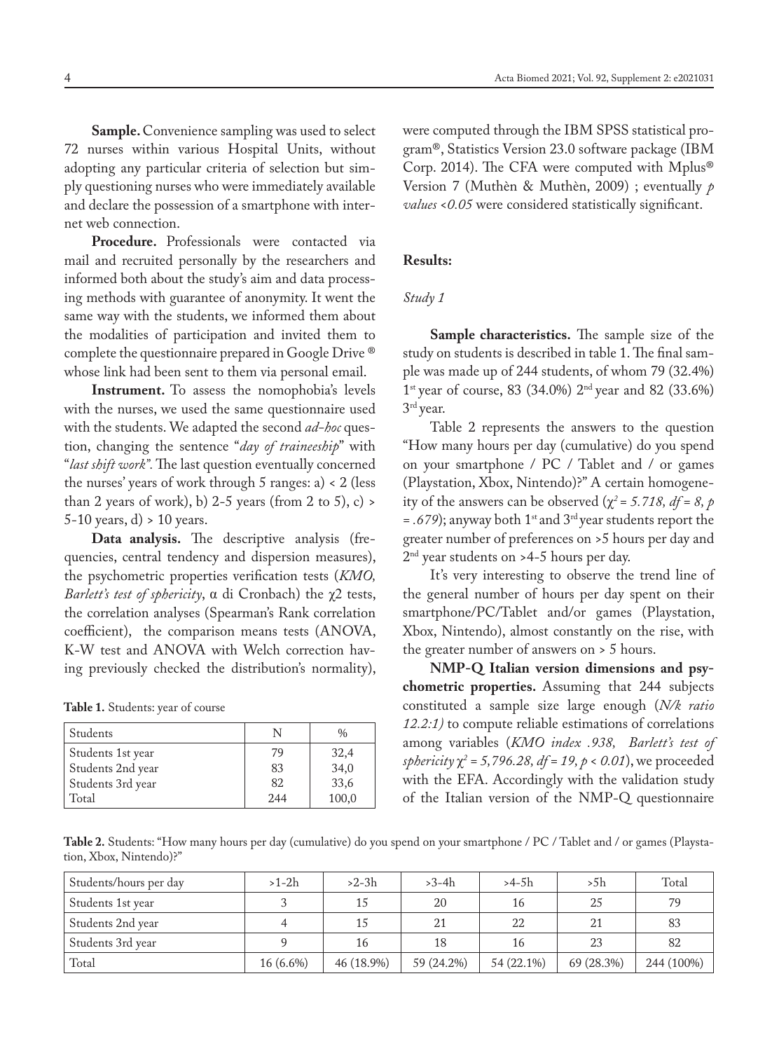**Sample.** Convenience sampling was used to select 72 nurses within various Hospital Units, without adopting any particular criteria of selection but simply questioning nurses who were immediately available and declare the possession of a smartphone with internet web connection.

**Procedure.** Professionals were contacted via mail and recruited personally by the researchers and informed both about the study's aim and data processing methods with guarantee of anonymity. It went the same way with the students, we informed them about the modalities of participation and invited them to complete the questionnaire prepared in Google Drive ® whose link had been sent to them via personal email.

**Instrument.** To assess the nomophobia's levels with the nurses, we used the same questionnaire used with the students. We adapted the second *ad-hoc* question, changing the sentence "*day of traineeship*" with "*last shift work*". The last question eventually concerned the nurses' years of work through 5 ranges: a) < 2 (less than 2 years of work), b) 2-5 years (from 2 to 5), c) > 5-10 years, d) > 10 years.

**Data analysis.** The descriptive analysis (frequencies, central tendency and dispersion measures), the psychometric properties verification tests (*KMO, Barlett's test of sphericity*, α di Cronbach) the $\chi2$ tests, the correlation analyses (Spearman's Rank correlation coefficient), the comparison means tests (ANOVA, K-W test and ANOVA with Welch correction having previously checked the distribution's normality), were computed through the IBM SPSS statistical program®, Statistics Version 23.0 software package (IBM Corp. 2014). The CFA were computed with Mplus® Version 7 (Muthèn & Muthèn, 2009) ; eventually *p values <0.05* were considered statistically significant.

**Table 1.** Students: year of course

| Students | N | % |
|---|---|---|
| Students 1st year | 79 | 32,4 |
| Students 2nd year | 83 | 34,0 |
| Students 3rd year | 82 | 33,6 |
| Total | 244 | 100,0 |

## Results:

### *Study 1*

**Sample characteristics.** The sample size of the study on students is described in table 1. The final sample was made up of 244 students, of whom 79 (32.4%) 1st year of course, 83 (34.0%) 2nd year and 82 (33.6%) 3rd year.

Table 2 represents the answers to the question "How many hours per day (cumulative) do you spend on your smartphone / PC / Tablet and / or games (Playstation, Xbox, Nintendo)?" A certain homogeneity of the answers can be observed ($\chi^2 = 5.718$, $df = 8$, $p = .679$); anyway both 1st and 3rd year students report the greater number of preferences on >5 hours per day and 2nd year students on >4-5 hours per day.

It's very interesting to observe the trend line of the general number of hours per day spent on their smartphone/PC/Tablet and/or games (Playstation, Xbox, Nintendo), almost constantly on the rise, with the greater number of answers on > 5 hours.

**NMP-Q Italian version dimensions and psychometric properties.** Assuming that 244 subjects constituted a sample size large enough (*N/k ratio 12.2:1)* to compute reliable estimations of correlations among variables (*KMO index .938, Barlett's test of sphericity* $\chi^2 = 5{,}796.28$, $df = 19$, $p < 0.01$), we proceeded with the EFA. Accordingly with the validation study of the Italian version of the NMP-Q questionnaire

**Table 2.** Students: "How many hours per day (cumulative) do you spend on your smartphone / PC / Tablet and / or games (Playstation, Xbox, Nintendo)?"

| Students/hours per day | >1-2h | >2-3h | >3-4h | >4-5h | >5h | Total |
|---|---|---|---|---|---|---|
| Students 1st year | 3 | 15 | 20 | 16 | 25 | 79 |
| Students 2nd year | 4 | 15 | 21 | 22 | 21 | 83 |
| Students 3rd year | 9 | 16 | 18 | 16 | 23 | 82 |
| Total | 16 (6.6%) | 46 (18.9%) | 59 (24.2%) | 54 (22.1%) | 69 (28.3%) | 244 (100%) |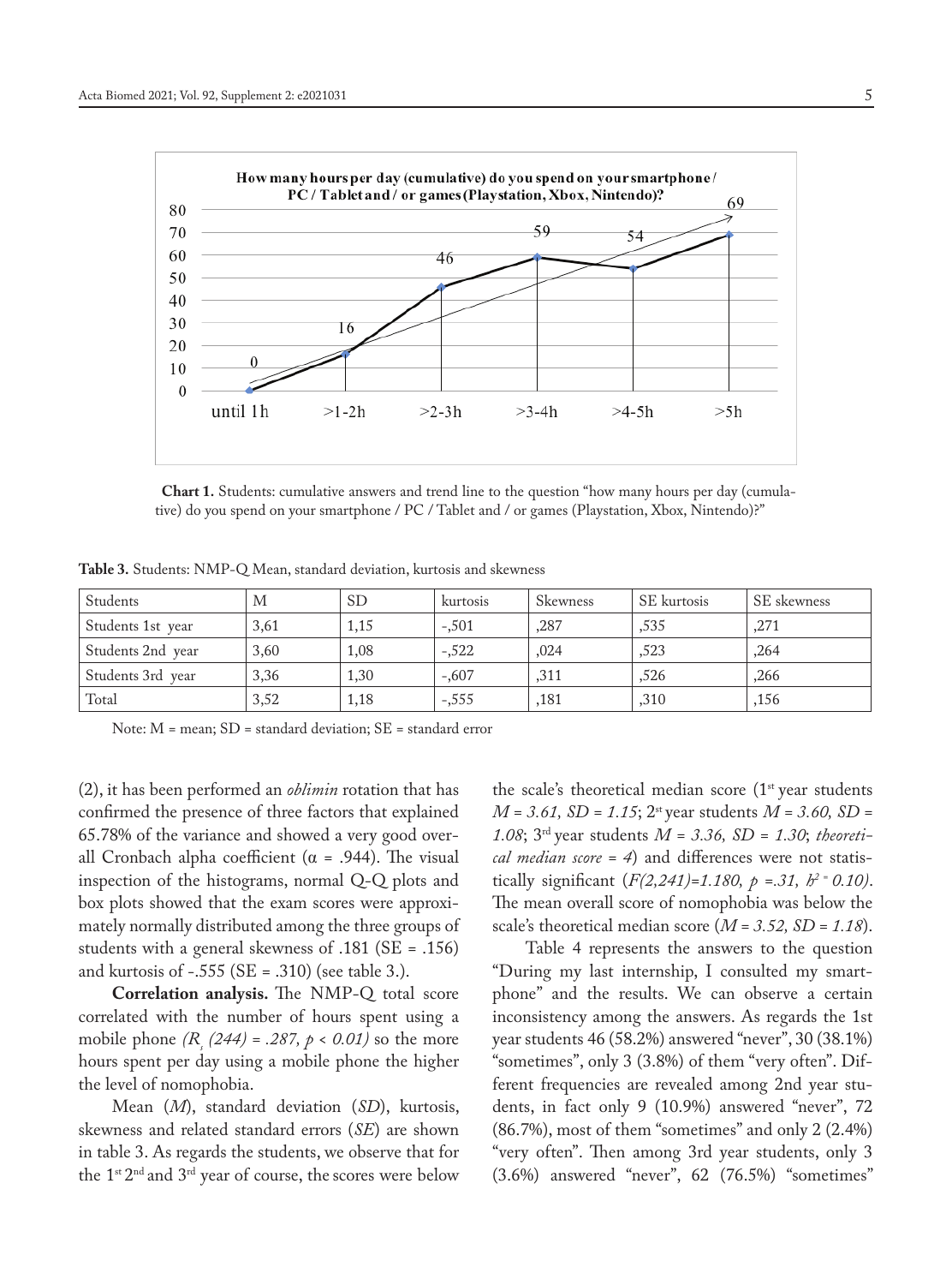**Chart 1.** Students: cumulative answers and trend line to the question "how many hours per day (cumulative) do you spend on your smartphone / PC / Tablet and / or games (Playstation, Xbox, Nintendo)?"

**Table 3.** Students: NMP-Q Mean, standard deviation, kurtosis and skewness

| Students | M | SD | kurtosis | Skewness | SE kurtosis | SE skewness |
|---|---|---|---|---|---|---|
| Students 1st year | 3,61 | 1,15 | -,501 | ,287 | ,535 | ,271 |
| Students 2nd year | 3,60 | 1,08 | -,522 | ,024 | ,523 | ,264 |
| Students 3rd year | 3,36 | 1,30 | -,607 | ,311 | ,526 | ,266 |
| Total | 3,52 | 1,18 | -,555 | ,181 | ,310 | ,156 |

Note: M = mean; SD = standard deviation; SE = standard error

(2), it has been performed an *oblimin* rotation that has confirmed the presence of three factors that explained 65.78% of the variance and showed a very good overall Cronbach alpha coefficient ($\alpha$ = .944). The visual inspection of the histograms, normal Q-Q plots and box plots showed that the exam scores were approximately normally distributed among the three groups of students with a general skewness of .181 (SE = .156) and kurtosis of -.555 (SE = .310) (see table 3.).

**Correlation analysis.** The NMP-Q total score correlated with the number of hours spent using a mobile phone $(R_s\ (244) = .287,\ p < 0.01)$ so the more hours spent per day using a mobile phone the higher the level of nomophobia.

Mean (*M*), standard deviation (*SD*), kurtosis, skewness and related standard errors (*SE*) are shown in table 3. As regards the students, we observe that for the 1st 2nd and 3rd year of course, the scores were below the scale's theoretical median score (1st year students *M = 3.61, SD = 1.15*; 2st year students *M = 3.60, SD = 1.08*; 3rd year students *M = 3.36, SD = 1.30*; *theoretical median score = 4*) and differences were not statistically significant $(F(2,241)=1.180,\ p =.31,\ h^2 = 0.10)$. The mean overall score of nomophobia was below the scale's theoretical median score (*M = 3.52, SD = 1.18*).

Table 4 represents the answers to the question "During my last internship, I consulted my smartphone" and the results. We can observe a certain inconsistency among the answers. As regards the 1st year students 46 (58.2%) answered "never", 30 (38.1%) "sometimes", only 3 (3.8%) of them "very often". Different frequencies are revealed among 2nd year students, in fact only 9 (10.9%) answered "never", 72 (86.7%), most of them "sometimes" and only 2 (2.4%) "very often". Then among 3rd year students, only 3 (3.6%) answered "never", 62 (76.5%) "sometimes"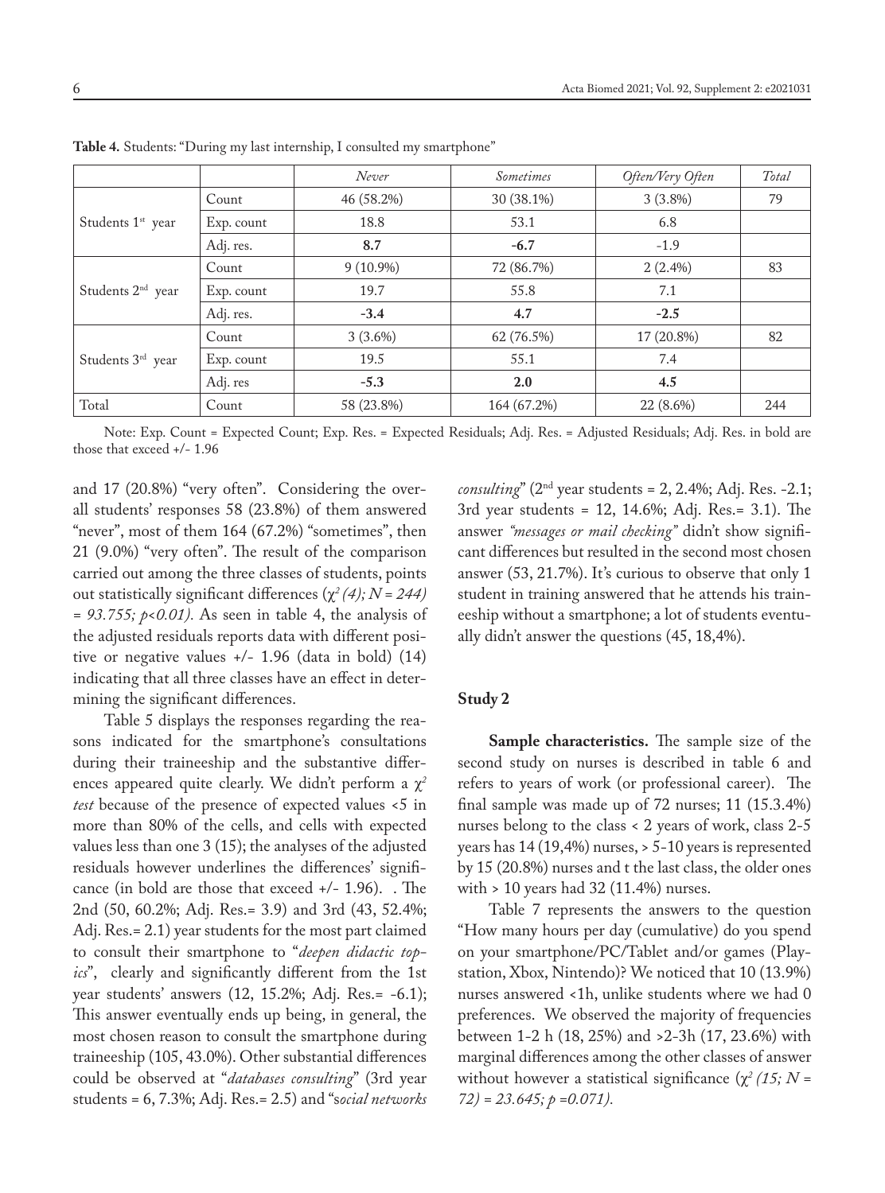**Table 4.** Students: "During my last internship, I consulted my smartphone"

| | | *Never* | *Sometimes* | *Often/Very Often* | *Total* |
|---|---|---|---|---|---|
| Students 1st year | Count | 46 (58.2%) | 30 (38.1%) | 3 (3.8%) | 79 |
| | Exp. count | 18.8 | 53.1 | 6.8 | |
| | Adj. res. | **8.7** | **-6.7** | -1.9 | |
| Students 2nd year | Count | 9 (10.9%) | 72 (86.7%) | 2 (2.4%) | 83 |
| | Exp. count | 19.7 | 55.8 | 7.1 | |
| | Adj. res. | **-3.4** | **4.7** | **-2.5** | |
| Students 3rd year | Count | 3 (3.6%) | 62 (76.5%) | 17 (20.8%) | 82 |
| | Exp. count | 19.5 | 55.1 | 7.4 | |
| | Adj. res | **-5.3** | **2.0** | **4.5** | |
| Total | Count | 58 (23.8%) | 164 (67.2%) | 22 (8.6%) | 244 |

Note: Exp. Count = Expected Count; Exp. Res. = Expected Residuals; Adj. Res. = Adjusted Residuals; Adj. Res. in bold are those that exceed +/- 1.96

and 17 (20.8%) "very often". Considering the overall students' responses 58 (23.8%) of them answered "never", most of them 164 (67.2%) "sometimes", then 21 (9.0%) "very often". The result of the comparison carried out among the three classes of students, points out statistically significant differences (*$\chi^2$ (4); N = 244) = 93.755; p<0.01)*. As seen in table 4, the analysis of the adjusted residuals reports data with different positive or negative values +/- 1.96 (data in bold) (14) indicating that all three classes have an effect in determining the significant differences.

Table 5 displays the responses regarding the reasons indicated for the smartphone's consultations during their traineeship and the substantive differences appeared quite clearly. We didn't perform a *$\chi^2$ test* because of the presence of expected values <5 in more than 80% of the cells, and cells with expected values less than one 3 (15); the analyses of the adjusted residuals however underlines the differences' significance (in bold are those that exceed +/- 1.96). . The 2nd (50, 60.2%; Adj. Res.= 3.9) and 3rd (43, 52.4%; Adj. Res.= 2.1) year students for the most part claimed to consult their smartphone to "*deepen didactic topics*", clearly and significantly different from the 1st year students' answers (12, 15.2%; Adj. Res.= -6.1); This answer eventually ends up being, in general, the most chosen reason to consult the smartphone during traineeship (105, 43.0%). Other substantial differences could be observed at "*databases consulting*" (3rd year students = 6, 7.3%; Adj. Res.= 2.5) and "*social networks consulting*" (2nd year students = 2, 2.4%; Adj. Res. -2.1; 3rd year students = 12, 14.6%; Adj. Res.= 3.1). The answer *"messages or mail checking"* didn't show significant differences but resulted in the second most chosen answer (53, 21.7%). It's curious to observe that only 1 student in training answered that he attends his traineeship without a smartphone; a lot of students eventually didn't answer the questions (45, 18,4%).

### Study 2

**Sample characteristics.** The sample size of the second study on nurses is described in table 6 and refers to years of work (or professional career). The final sample was made up of 72 nurses; 11 (15.3.4%) nurses belong to the class < 2 years of work, class 2-5 years has 14 (19,4%) nurses, > 5-10 years is represented by 15 (20.8%) nurses and t the last class, the older ones with > 10 years had 32 (11.4%) nurses.

Table 7 represents the answers to the question "How many hours per day (cumulative) do you spend on your smartphone/PC/Tablet and/or games (Playstation, Xbox, Nintendo)? We noticed that 10 (13.9%) nurses answered <1h, unlike students where we had 0 preferences. We observed the majority of frequencies between 1-2 h (18, 25%) and >2-3h (17, 23.6%) with marginal differences among the other classes of answer without however a statistical significance (*$\chi^2$ (15; N = 72) = 23.645; p =0.071)*.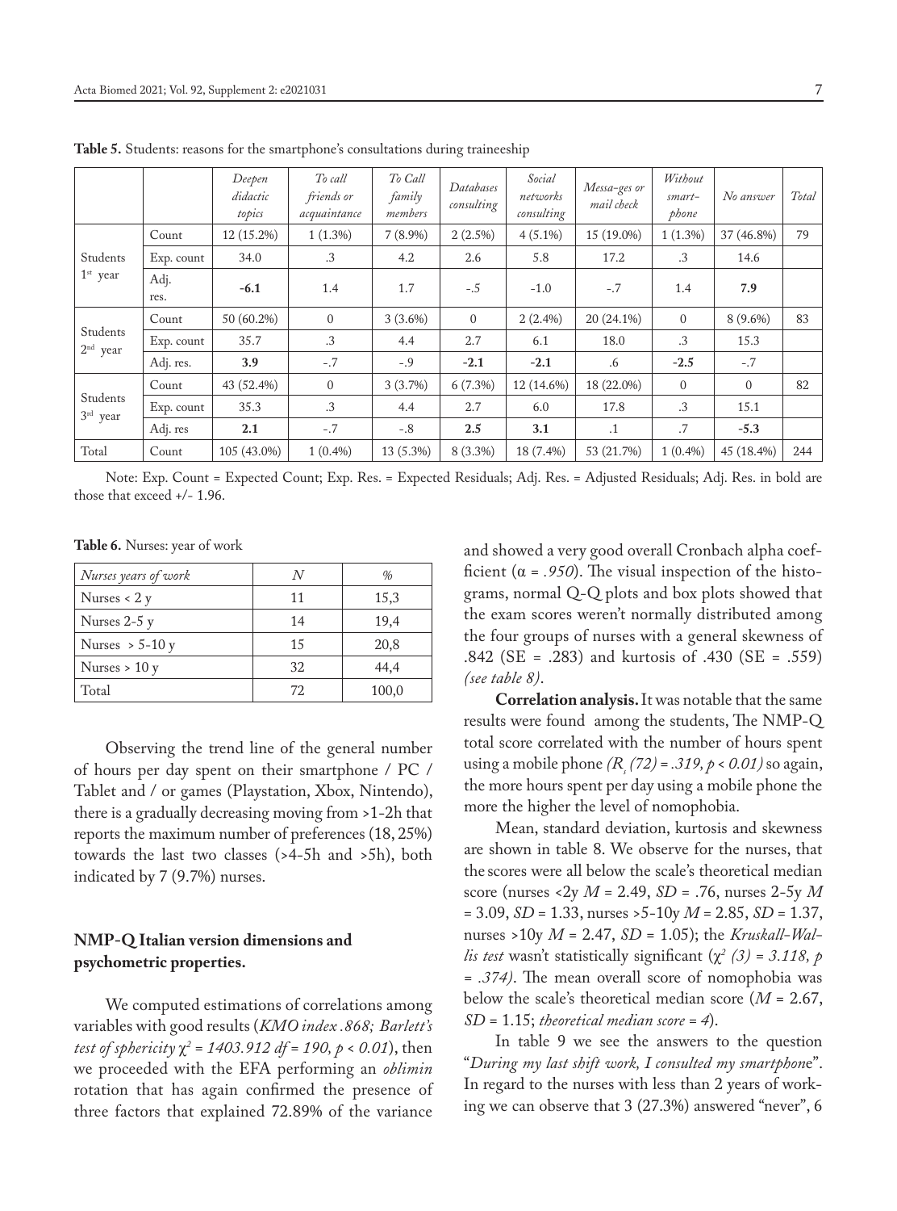**Table 5.** Students: reasons for the smartphone's consultations during traineeship

| | | *Deepen didactic topics* | *To call friends or acquaintance* | *To Call family members* | *Databases consulting* | *Social networks consulting* | *Messa-ges or mail check* | *Without smart-phone* | *No answer* | *Total* |
|---|---|---|---|---|---|---|---|---|---|---|
| Students 1st year | Count | 12 (15.2%) | 1 (1.3%) | 7 (8.9%) | 2 (2.5%) | 4 (5.1%) | 15 (19.0%) | 1 (1.3%) | 37 (46.8%) | 79 |
| | Exp. count | 34.0 | .3 | 4.2 | 2.6 | 5.8 | 17.2 | .3 | 14.6 | |
| | Adj. res. | **-6.1** | 1.4 | 1.7 | -.5 | -1.0 | -.7 | 1.4 | **7.9** | |
| Students 2nd year | Count | 50 (60.2%) | 0 | 3 (3.6%) | 0 | 2 (2.4%) | 20 (24.1%) | 0 | 8 (9.6%) | 83 |
| | Exp. count | 35.7 | .3 | 4.4 | 2.7 | 6.1 | 18.0 | .3 | 15.3 | |
| | Adj. res. | **3.9** | -.7 | -.9 | **-2.1** | **-2.1** | .6 | **-2.5** | -.7 | |
| Students 3rd year | Count | 43 (52.4%) | 0 | 3 (3.7%) | 6 (7.3%) | 12 (14.6%) | 18 (22.0%) | 0 | 0 | 82 |
| | Exp. count | 35.3 | .3 | 4.4 | 2.7 | 6.0 | 17.8 | .3 | 15.1 | |
| | Adj. res | **2.1** | -.7 | -.8 | **2.5** | **3.1** | .1 | .7 | **-5.3** | |
| Total | Count | 105 (43.0%) | 1 (0.4%) | 13 (5.3%) | 8 (3.3%) | 18 (7.4%) | 53 (21.7%) | 1 (0.4%) | 45 (18.4%) | 244 |

Note: Exp. Count = Expected Count; Exp. Res. = Expected Residuals; Adj. Res. = Adjusted Residuals; Adj. Res. in bold are those that exceed +/- 1.96.

**Table 6.** Nurses: year of work

| *Nurses years of work* | *N* | *%* |
|---|---|---|
| Nurses < 2 y | 11 | 15,3 |
| Nurses 2-5 y | 14 | 19,4 |
| Nurses > 5-10 y | 15 | 20,8 |
| Nurses > 10 y | 32 | 44,4 |
| Total | 72 | 100,0 |

Observing the trend line of the general number of hours per day spent on their smartphone / PC / Tablet and / or games (Playstation, Xbox, Nintendo), there is a gradually decreasing moving from >1-2h that reports the maximum number of preferences (18, 25%) towards the last two classes (>4-5h and >5h), both indicated by 7 (9.7%) nurses.

## NMP-Q Italian version dimensions and psychometric properties.

We computed estimations of correlations among variables with good results (*KMO index .868; Barlett's test of sphericity* $\chi^2$ *= 1403.912 df = 190, p < 0.01*), then we proceeded with the EFA performing an *oblimin* rotation that has again confirmed the presence of three factors that explained 72.89% of the variance and showed a very good overall Cronbach alpha coefficient ($\alpha$ = *.950*). The visual inspection of the histograms, normal Q-Q plots and box plots showed that the exam scores weren't normally distributed among the four groups of nurses with a general skewness of .842 (SE = .283) and kurtosis of .430 (SE = .559) *(see table 8)*.

**Correlation analysis.** It was notable that the same results were found among the students, The NMP-Q total score correlated with the number of hours spent using a mobile phone *($R_s$ (72) = .319, p < 0.01)* so again, the more hours spent per day using a mobile phone the more the higher the level of nomophobia.

Mean, standard deviation, kurtosis and skewness are shown in table 8. We observe for the nurses, that the scores were all below the scale's theoretical median score (nurses <2y *M* = 2.49, *SD* = .76, nurses 2-5y *M* = 3.09, *SD* = 1.33, nurses >5-10y *M* = 2.85, *SD* = 1.37, nurses >10y *M* = 2.47, *SD* = 1.05); the *Kruskall-Wallis test* wasn't statistically significant ($\chi^2$ *(3) = 3.118, p = .374)*. The mean overall score of nomophobia was below the scale's theoretical median score (*M* = 2.67, *SD* = 1.15; *theoretical median score = 4*).

In table 9 we see the answers to the question "*During my last shift work, I consulted my smartphon*e". In regard to the nurses with less than 2 years of working we can observe that 3 (27.3%) answered "never", 6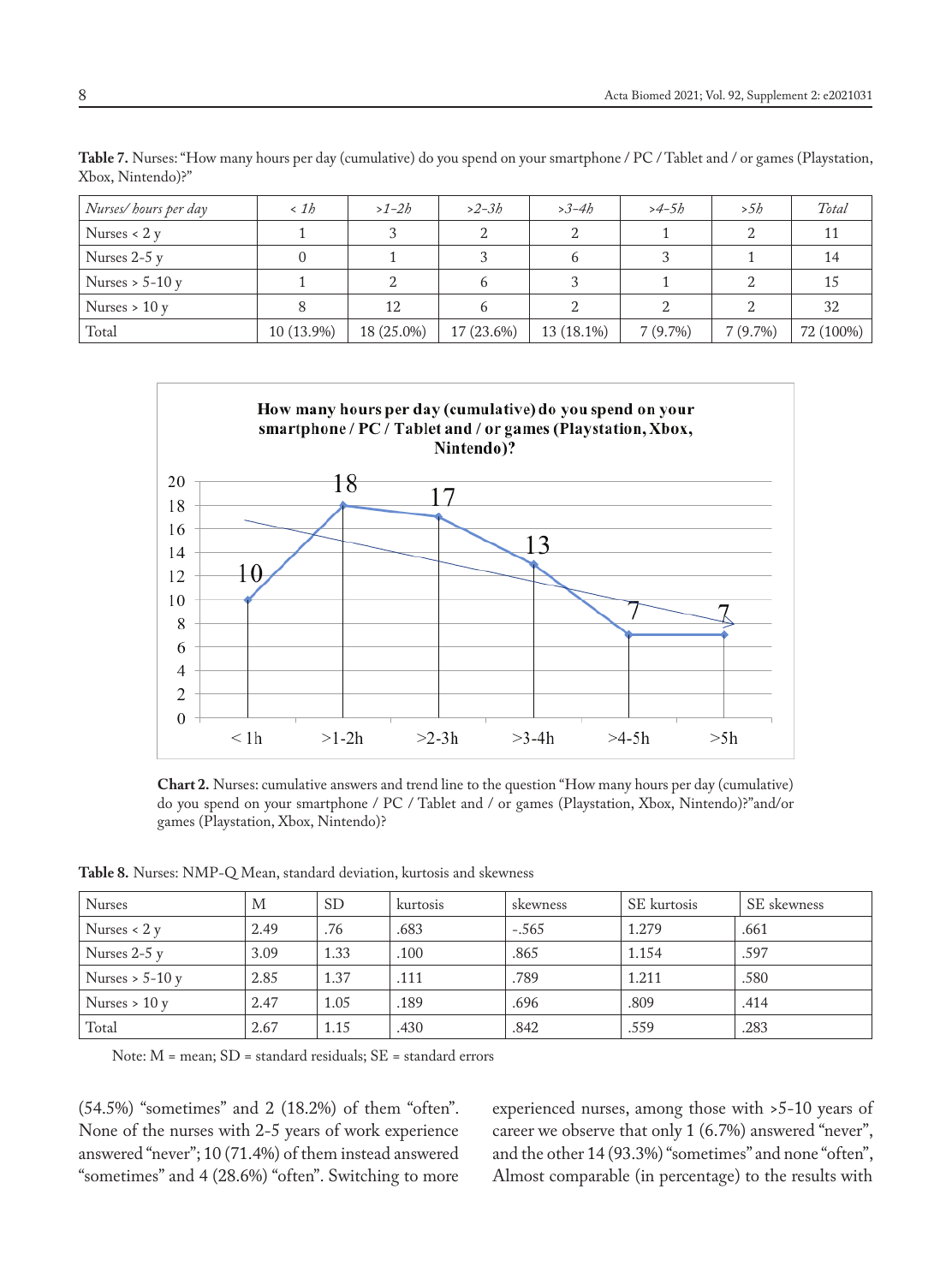**Table 7.** Nurses: "How many hours per day (cumulative) do you spend on your smartphone / PC / Tablet and / or games (Playstation, Xbox, Nintendo)?"

| *Nurses/ hours per day* | *< 1h* | *>1-2h* | *>2-3h* | *>3-4h* | *>4-5h* | *>5h* | *Total* |
|---|---|---|---|---|---|---|---|
| Nurses < 2 y | 1 | 3 | 2 | 2 | 1 | 2 | 11 |
| Nurses 2-5 y | 0 | 1 | 3 | 6 | 3 | 1 | 14 |
| Nurses > 5-10 y | 1 | 2 | 6 | 3 | 1 | 2 | 15 |
| Nurses > 10 y | 8 | 12 | 6 | 2 | 2 | 2 | 32 |
| Total | 10 (13.9%) | 18 (25.0%) | 17 (23.6%) | 13 (18.1%) | 7 (9.7%) | 7 (9.7%) | 72 (100%) |

**Chart 2.** Nurses: cumulative answers and trend line to the question "How many hours per day (cumulative) do you spend on your smartphone / PC / Tablet and / or games (Playstation, Xbox, Nintendo)?"and/or games (Playstation, Xbox, Nintendo)?

**Table 8.** Nurses: NMP-Q Mean, standard deviation, kurtosis and skewness

| Nurses | M | SD | kurtosis | skewness | SE kurtosis | SE skewness |
|---|---|---|---|---|---|---|
| Nurses < 2 y | 2.49 | .76 | .683 | -.565 | 1.279 | .661 |
| Nurses 2-5 y | 3.09 | 1.33 | .100 | .865 | 1.154 | .597 |
| Nurses > 5-10 y | 2.85 | 1.37 | .111 | .789 | 1.211 | .580 |
| Nurses > 10 y | 2.47 | 1.05 | .189 | .696 | .809 | .414 |
| Total | 2.67 | 1.15 | .430 | .842 | .559 | .283 |

Note: M = mean; SD = standard residuals; SE = standard errors

(54.5%) "sometimes" and 2 (18.2%) of them "often". None of the nurses with 2-5 years of work experience answered "never"; 10 (71.4%) of them instead answered "sometimes" and 4 (28.6%) "often". Switching to more experienced nurses, among those with >5-10 years of career we observe that only 1 (6.7%) answered "never", and the other 14 (93.3%) "sometimes" and none "often", Almost comparable (in percentage) to the results with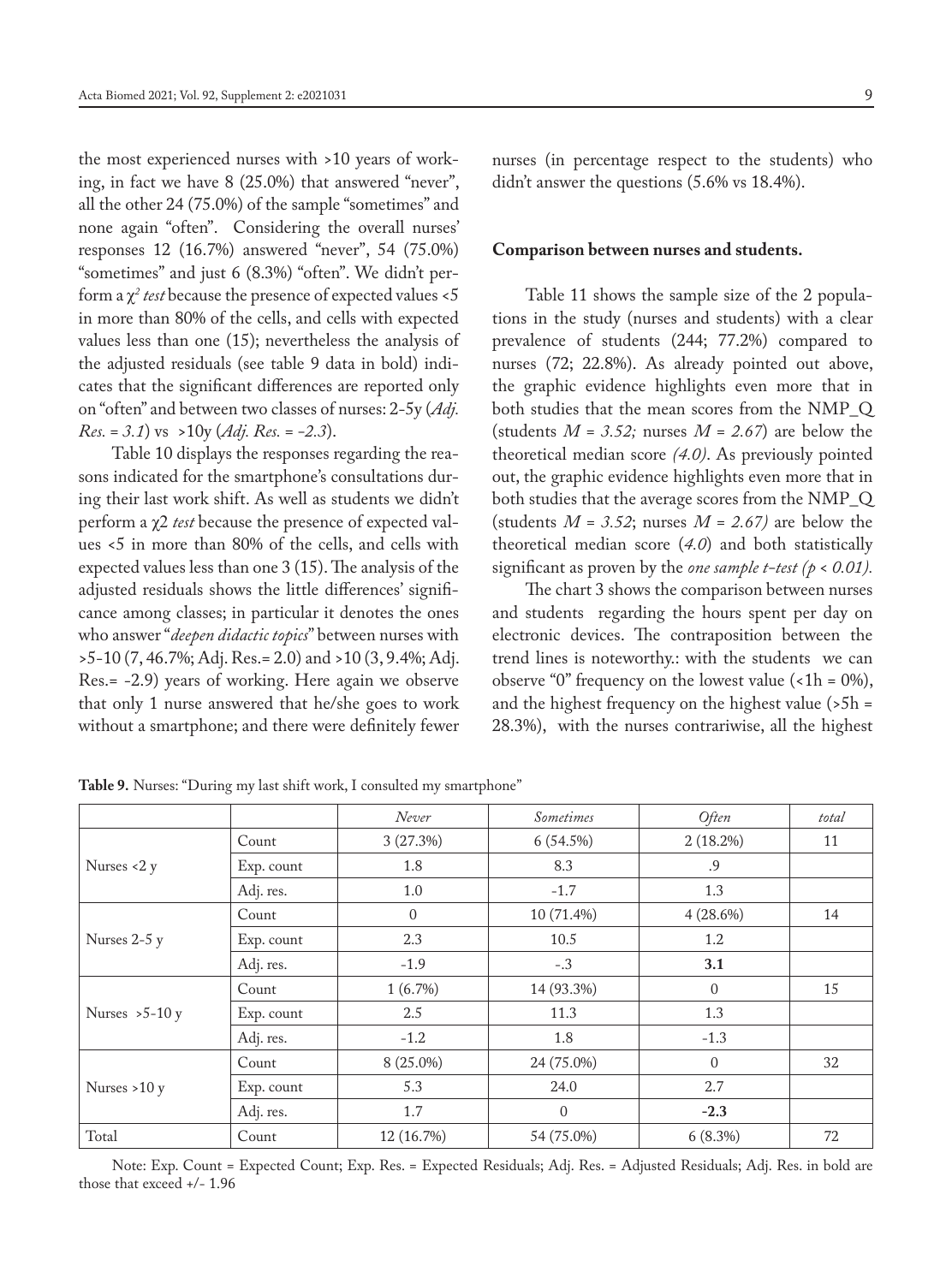the most experienced nurses with >10 years of working, in fact we have 8 (25.0%) that answered "never", all the other 24 (75.0%) of the sample "sometimes" and none again "often". Considering the overall nurses' responses 12 (16.7%) answered "never", 54 (75.0%) "sometimes" and just 6 (8.3%) "often". We didn't perform a $\chi^2$ *test* because the presence of expected values <5 in more than 80% of the cells, and cells with expected values less than one (15); nevertheless the analysis of the adjusted residuals (see table 9 data in bold) indicates that the significant differences are reported only on "often" and between two classes of nurses: 2-5y (*Adj. Res. = 3.1*) vs >10y (*Adj. Res. = -2.3*).

Table 10 displays the responses regarding the reasons indicated for the smartphone's consultations during their last work shift. As well as students we didn't perform a χ2 *test* because the presence of expected values <5 in more than 80% of the cells, and cells with expected values less than one 3 (15). The analysis of the adjusted residuals shows the little differences' significance among classes; in particular it denotes the ones who answer "*deepen didactic topics*" between nurses with >5-10 (7, 46.7%; Adj. Res.= 2.0) and >10 (3, 9.4%; Adj. Res.= -2.9) years of working. Here again we observe that only 1 nurse answered that he/she goes to work without a smartphone; and there were definitely fewer nurses (in percentage respect to the students) who didn't answer the questions (5.6% vs 18.4%).

**Comparison between nurses and students.**

Table 11 shows the sample size of the 2 populations in the study (nurses and students) with a clear prevalence of students (244; 77.2%) compared to nurses (72; 22.8%). As already pointed out above, the graphic evidence highlights even more that in both studies that the mean scores from the NMP_Q (students *M = 3.52;* nurses *M = 2.67*) are below the theoretical median score *(4.0)*. As previously pointed out, the graphic evidence highlights even more that in both studies that the average scores from the NMP_Q (students *M = 3.52*; nurses *M = 2.67)* are below the theoretical median score (*4.0*) and both statistically significant as proven by the *one sample t-test (p < 0.01).*

The chart 3 shows the comparison between nurses and students regarding the hours spent per day on electronic devices. The contraposition between the trend lines is noteworthy.: with the students we can observe "0" frequency on the lowest value (<1h = 0%), and the highest frequency on the highest value (>5h = 28.3%), with the nurses contrariwise, all the highest

**Table 9.** Nurses: "During my last shift work, I consulted my smartphone"

| | | *Never* | *Sometimes* | *Often* | *total* |
|---|---|---|---|---|---|
| Nurses <2 y | Count | 3 (27.3%) | 6 (54.5%) | 2 (18.2%) | 11 |
| | Exp. count | 1.8 | 8.3 | .9 | |
| | Adj. res. | 1.0 | -1.7 | 1.3 | |
| Nurses 2-5 y | Count | 0 | 10 (71.4%) | 4 (28.6%) | 14 |
| | Exp. count | 2.3 | 10.5 | 1.2 | |
| | Adj. res. | -1.9 | -.3 | **3.1** | |
| Nurses >5-10 y | Count | 1 (6.7%) | 14 (93.3%) | 0 | 15 |
| | Exp. count | 2.5 | 11.3 | 1.3 | |
| | Adj. res. | -1.2 | 1.8 | -1.3 | |
| Nurses >10 y | Count | 8 (25.0%) | 24 (75.0%) | 0 | 32 |
| | Exp. count | 5.3 | 24.0 | 2.7 | |
| | Adj. res. | 1.7 | 0 | **-2.3** | |
| Total | Count | 12 (16.7%) | 54 (75.0%) | 6 (8.3%) | 72 |

Note: Exp. Count = Expected Count; Exp. Res. = Expected Residuals; Adj. Res. = Adjusted Residuals; Adj. Res. in bold are those that exceed +/- 1.96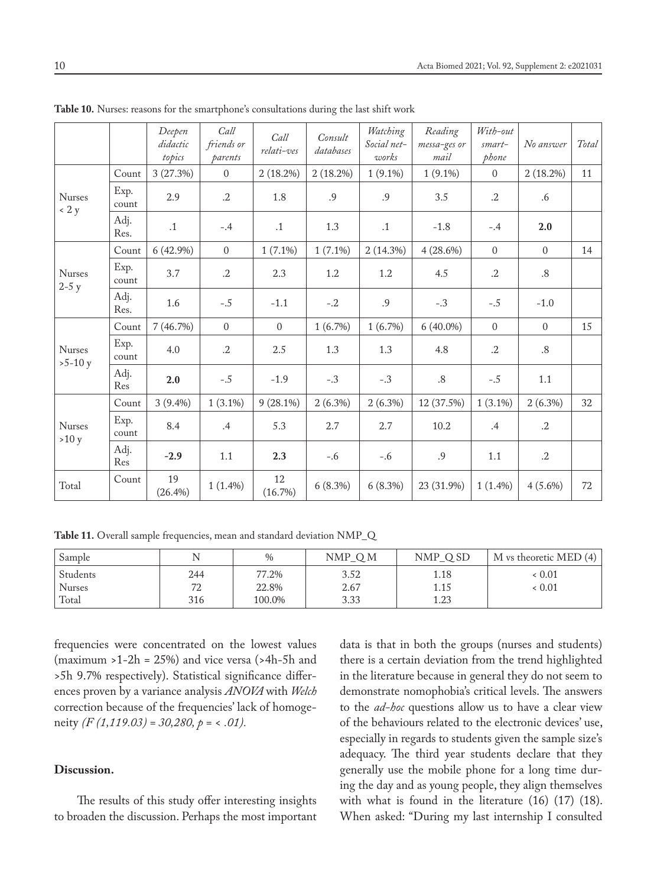**Table 10.** Nurses: reasons for the smartphone's consultations during the last shift work

| | | *Deepen didactic topics* | *Call friends or parents* | *Call relati-ves* | *Consult databases* | *Watching Social net-works* | *Reading messa-ges or mail* | *With-out smart-phone* | *No answer* | *Total* |
|---|---|---|---|---|---|---|---|---|---|---|
| Nurses < 2 y | Count | 3 (27.3%) | 0 | 2 (18.2%) | 2 (18.2%) | 1 (9.1%) | 1 (9.1%) | 0 | 2 (18.2%) | 11 |
| | Exp. count | 2.9 | .2 | 1.8 | .9 | .9 | 3.5 | .2 | .6 | |
| | Adj. Res. | .1 | -.4 | .1 | 1.3 | .1 | -1.8 | -.4 | **2.0** | |
| Nurses 2-5 y | Count | 6 (42.9%) | 0 | 1 (7.1%) | 1 (7.1%) | 2 (14.3%) | 4 (28.6%) | 0 | 0 | 14 |
| | Exp. count | 3.7 | .2 | 2.3 | 1.2 | 1.2 | 4.5 | .2 | .8 | |
| | Adj. Res. | 1.6 | -.5 | -1.1 | -.2 | .9 | -.3 | -.5 | -1.0 | |
| Nurses >5-10 y | Count | 7 (46.7%) | 0 | 0 | 1 (6.7%) | 1 (6.7%) | 6 (40.0%) | 0 | 0 | 15 |
| | Exp. count | 4.0 | .2 | 2.5 | 1.3 | 1.3 | 4.8 | .2 | .8 | |
| | Adj. Res | **2.0** | -.5 | -1.9 | -.3 | -.3 | .8 | -.5 | 1.1 | |
| Nurses >10 y | Count | 3 (9.4%) | 1 (3.1%) | 9 (28.1%) | 2 (6.3%) | 2 (6.3%) | 12 (37.5%) | 1 (3.1%) | 2 (6.3%) | 32 |
| | Exp. count | 8.4 | .4 | 5.3 | 2.7 | 2.7 | 10.2 | .4 | .2 | |
| | Adj. Res | **-2.9** | 1.1 | **2.3** | -.6 | -.6 | .9 | 1.1 | .2 | |
| Total | Count | 19 (26.4%) | 1 (1.4%) | 12 (16.7%) | 6 (8.3%) | 6 (8.3%) | 23 (31.9%) | 1 (1.4%) | 4 (5.6%) | 72 |

**Table 11.** Overall sample frequencies, mean and standard deviation NMP_Q

| Sample | N | % | NMP_Q M | NMP_Q SD | M vs theoretic MED (4) |
|---|---|---|---|---|---|
| Students | 244 | 77.2% | 3.52 | 1.18 | < 0.01 |
| Nurses | 72 | 22.8% | 2.67 | 1.15 | < 0.01 |
| Total | 316 | 100.0% | 3.33 | 1.23 | |

frequencies were concentrated on the lowest values (maximum >1-2h = 25%) and vice versa (>4h-5h and >5h 9.7% respectively). Statistical significance differences proven by a variance analysis *ANOVA* with *Welch* correction because of the frequencies' lack of homogeneity *(F (1,119.03) = 30,280, p = < .01).*

## Discussion.

The results of this study offer interesting insights to broaden the discussion. Perhaps the most important data is that in both the groups (nurses and students) there is a certain deviation from the trend highlighted in the literature because in general they do not seem to demonstrate nomophobia's critical levels. The answers to the *ad-hoc* questions allow us to have a clear view of the behaviours related to the electronic devices' use, especially in regards to students given the sample size's adequacy. The third year students declare that they generally use the mobile phone for a long time during the day and as young people, they align themselves with what is found in the literature (16) (17) (18). When asked: "During my last internship I consulted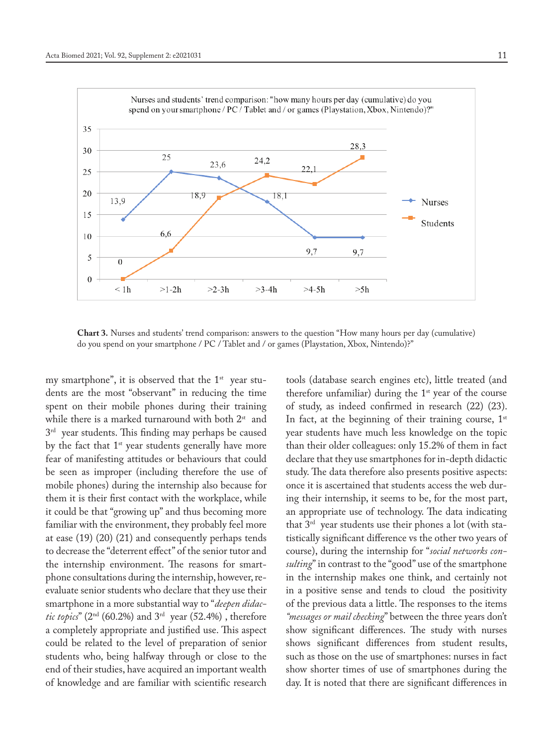**Chart 3.** Nurses and students' trend comparison: answers to the question "How many hours per day (cumulative) do you spend on your smartphone / PC / Tablet and / or games (Playstation, Xbox, Nintendo)?"

my smartphone", it is observed that the 1st year students are the most "observant" in reducing the time spent on their mobile phones during their training while there is a marked turnaround with both 2nd and 3rd year students. This finding may perhaps be caused by the fact that 1st year students generally have more fear of manifesting attitudes or behaviours that could be seen as improper (including therefore the use of mobile phones) during the internship also because for them it is their first contact with the workplace, while it could be that "growing up" and thus becoming more familiar with the environment, they probably feel more at ease (19) (20) (21) and consequently perhaps tends to decrease the "deterrent effect" of the senior tutor and the internship environment. The reasons for smartphone consultations during the internship, however, re-evaluate senior students who declare that they use their smartphone in a more substantial way to "*deepen didactic topics*" (2nd (60.2%) and 3rd year (52.4%) , therefore a completely appropriate and justified use. This aspect could be related to the level of preparation of senior students who, being halfway through or close to the end of their studies, have acquired an important wealth of knowledge and are familiar with scientific research tools (database search engines etc), little treated (and therefore unfamiliar) during the 1st year of the course of study, as indeed confirmed in research (22) (23). In fact, at the beginning of their training course, 1st year students have much less knowledge on the topic than their older colleagues: only 15.2% of them in fact declare that they use smartphones for in-depth didactic study. The data therefore also presents positive aspects: once it is ascertained that students access the web during their internship, it seems to be, for the most part, an appropriate use of technology. The data indicating that 3rd year students use their phones a lot (with statistically significant difference vs the other two years of course), during the internship for "*social networks consulting*" in contrast to the "good" use of the smartphone in the internship makes one think, and certainly not in a positive sense and tends to cloud the positivity of the previous data a little. The responses to the items *"messages or mail checking"* between the three years don't show significant differences. The study with nurses shows significant differences from student results, such as those on the use of smartphones: nurses in fact show shorter times of use of smartphones during the day. It is noted that there are significant differences in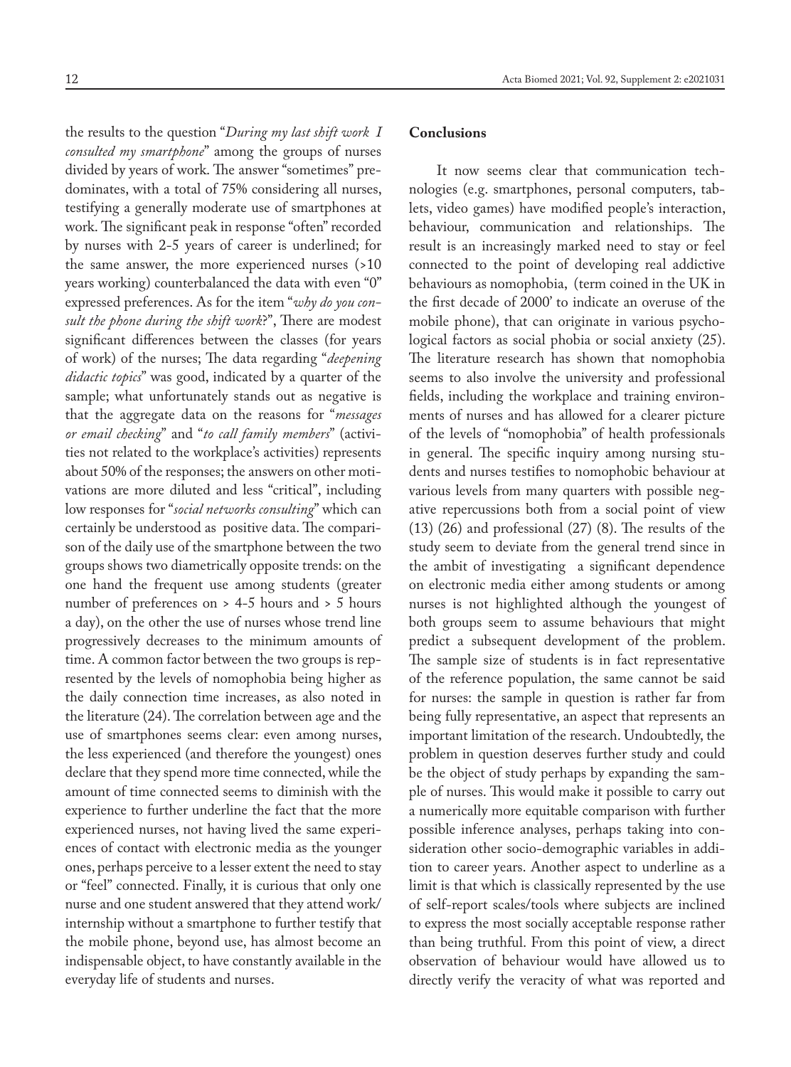the results to the question "*During my last shift work I consulted my smartphone*" among the groups of nurses divided by years of work. The answer "sometimes" predominates, with a total of 75% considering all nurses, testifying a generally moderate use of smartphones at work. The significant peak in response "often" recorded by nurses with 2-5 years of career is underlined; for the same answer, the more experienced nurses (>10 years working) counterbalanced the data with even "0" expressed preferences. As for the item "*why do you consult the phone during the shift work*?", There are modest significant differences between the classes (for years of work) of the nurses; The data regarding "*deepening didactic topics*" was good, indicated by a quarter of the sample; what unfortunately stands out as negative is that the aggregate data on the reasons for "*messages or email checking*" and "*to call family members*" (activities not related to the workplace's activities) represents about 50% of the responses; the answers on other motivations are more diluted and less "critical", including low responses for "*social networks consulting*" which can certainly be understood as positive data. The comparison of the daily use of the smartphone between the two groups shows two diametrically opposite trends: on the one hand the frequent use among students (greater number of preferences on > 4-5 hours and > 5 hours a day), on the other the use of nurses whose trend line progressively decreases to the minimum amounts of time. A common factor between the two groups is represented by the levels of nomophobia being higher as the daily connection time increases, as also noted in the literature (24). The correlation between age and the use of smartphones seems clear: even among nurses, the less experienced (and therefore the youngest) ones declare that they spend more time connected, while the amount of time connected seems to diminish with the experience to further underline the fact that the more experienced nurses, not having lived the same experiences of contact with electronic media as the younger ones, perhaps perceive to a lesser extent the need to stay or "feel" connected. Finally, it is curious that only one nurse and one student answered that they attend work/internship without a smartphone to further testify that the mobile phone, beyond use, has almost become an indispensable object, to have constantly available in the everyday life of students and nurses.

## Conclusions

It now seems clear that communication technologies (e.g. smartphones, personal computers, tablets, video games) have modified people's interaction, behaviour, communication and relationships. The result is an increasingly marked need to stay or feel connected to the point of developing real addictive behaviours as nomophobia, (term coined in the UK in the first decade of 2000' to indicate an overuse of the mobile phone), that can originate in various psychological factors as social phobia or social anxiety (25). The literature research has shown that nomophobia seems to also involve the university and professional fields, including the workplace and training environments of nurses and has allowed for a clearer picture of the levels of "nomophobia" of health professionals in general. The specific inquiry among nursing students and nurses testifies to nomophobic behaviour at various levels from many quarters with possible negative repercussions both from a social point of view (13) (26) and professional (27) (8). The results of the study seem to deviate from the general trend since in the ambit of investigating a significant dependence on electronic media either among students or among nurses is not highlighted although the youngest of both groups seem to assume behaviours that might predict a subsequent development of the problem. The sample size of students is in fact representative of the reference population, the same cannot be said for nurses: the sample in question is rather far from being fully representative, an aspect that represents an important limitation of the research. Undoubtedly, the problem in question deserves further study and could be the object of study perhaps by expanding the sample of nurses. This would make it possible to carry out a numerically more equitable comparison with further possible inference analyses, perhaps taking into consideration other socio-demographic variables in addition to career years. Another aspect to underline as a limit is that which is classically represented by the use of self-report scales/tools where subjects are inclined to express the most socially acceptable response rather than being truthful. From this point of view, a direct observation of behaviour would have allowed us to directly verify the veracity of what was reported and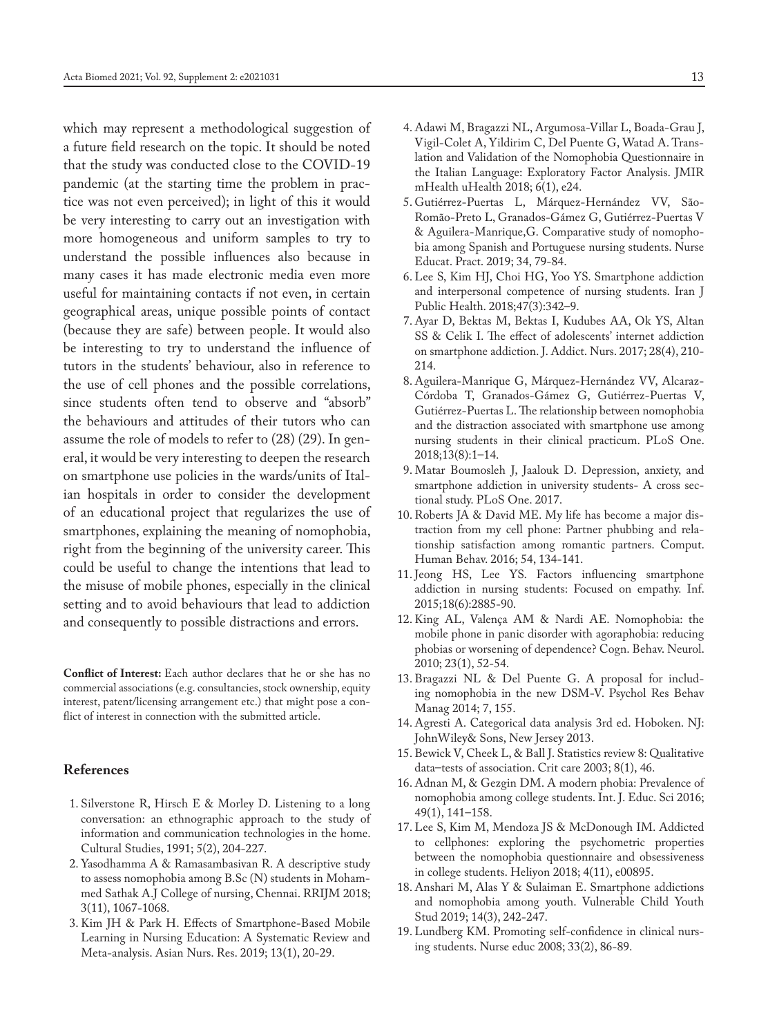which may represent a methodological suggestion of a future field research on the topic. It should be noted that the study was conducted close to the COVID-19 pandemic (at the starting time the problem in practice was not even perceived); in light of this it would be very interesting to carry out an investigation with more homogeneous and uniform samples to try to understand the possible influences also because in many cases it has made electronic media even more useful for maintaining contacts if not even, in certain geographical areas, unique possible points of contact (because they are safe) between people. It would also be interesting to try to understand the influence of tutors in the students' behaviour, also in reference to the use of cell phones and the possible correlations, since students often tend to observe and "absorb" the behaviours and attitudes of their tutors who can assume the role of models to refer to (28) (29). In general, it would be very interesting to deepen the research on smartphone use policies in the wards/units of Italian hospitals in order to consider the development of an educational project that regularizes the use of smartphones, explaining the meaning of nomophobia, right from the beginning of the university career. This could be useful to change the intentions that lead to the misuse of mobile phones, especially in the clinical setting and to avoid behaviours that lead to addiction and consequently to possible distractions and errors.

**Conflict of Interest:** Each author declares that he or she has no commercial associations (e.g. consultancies, stock ownership, equity interest, patent/licensing arrangement etc.) that might pose a conflict of interest in connection with the submitted article.

## References

1. Silverstone R, Hirsch E & Morley D. Listening to a long conversation: an ethnographic approach to the study of information and communication technologies in the home. Cultural Studies, 1991; 5(2), 204-227.
2. Yasodhamma A & Ramasambasivan R. A descriptive study to assess nomophobia among B.Sc (N) students in Mohammed Sathak A.J College of nursing, Chennai. RRIJM 2018; 3(11), 1067-1068.
3. Kim JH & Park H. Effects of Smartphone-Based Mobile Learning in Nursing Education: A Systematic Review and Meta-analysis. Asian Nurs. Res. 2019; 13(1), 20-29.
4. Adawi M, Bragazzi NL, Argumosa-Villar L, Boada-Grau J, Vigil-Colet A, Yildirim C, Del Puente G, Watad A. Translation and Validation of the Nomophobia Questionnaire in the Italian Language: Exploratory Factor Analysis. JMIR mHealth uHealth 2018; 6(1), e24.
5. Gutiérrez-Puertas L, Márquez-Hernández VV, São-Romão-Preto L, Granados-Gámez G, Gutiérrez-Puertas V & Aguilera-Manrique,G. Comparative study of nomophobia among Spanish and Portuguese nursing students. Nurse Educat. Pract. 2019; 34, 79-84.
6. Lee S, Kim HJ, Choi HG, Yoo YS. Smartphone addiction and interpersonal competence of nursing students. Iran J Public Health. 2018;47(3):342–9.
7. Ayar D, Bektas M, Bektas I, Kudubes AA, Ok YS, Altan SS & Celik I. The effect of adolescents' internet addiction on smartphone addiction. J. Addict. Nurs. 2017; 28(4), 210-214.
8. Aguilera-Manrique G, Márquez-Hernández VV, Alcaraz-Córdoba T, Granados-Gámez G, Gutiérrez-Puertas V, Gutiérrez-Puertas L. The relationship between nomophobia and the distraction associated with smartphone use among nursing students in their clinical practicum. PLoS One. 2018;13(8):1–14.
9. Matar Boumosleh J, Jaalouk D. Depression, anxiety, and smartphone addiction in university students- A cross sectional study. PLoS One. 2017.
10. Roberts JA & David ME. My life has become a major distraction from my cell phone: Partner phubbing and relationship satisfaction among romantic partners. Comput. Human Behav. 2016; 54, 134-141.
11. Jeong HS, Lee YS. Factors influencing smartphone addiction in nursing students: Focused on empathy. Inf. 2015;18(6):2885-90.
12. King AL, Valença AM & Nardi AE. Nomophobia: the mobile phone in panic disorder with agoraphobia: reducing phobias or worsening of dependence? Cogn. Behav. Neurol. 2010; 23(1), 52-54.
13. Bragazzi NL & Del Puente G. A proposal for including nomophobia in the new DSM-V. Psychol Res Behav Manag 2014; 7, 155.
14. Agresti A. Categorical data analysis 3rd ed. Hoboken. NJ: JohnWiley& Sons, New Jersey 2013.
15. Bewick V, Cheek L, & Ball J. Statistics review 8: Qualitative data–tests of association. Crit care 2003; 8(1), 46.
16. Adnan M, & Gezgin DM. A modern phobia: Prevalence of nomophobia among college students. Int. J. Educ. Sci 2016; 49(1), 141–158.
17. Lee S, Kim M, Mendoza JS & McDonough IM. Addicted to cellphones: exploring the psychometric properties between the nomophobia questionnaire and obsessiveness in college students. Heliyon 2018; 4(11), e00895.
18. Anshari M, Alas Y & Sulaiman E. Smartphone addictions and nomophobia among youth. Vulnerable Child Youth Stud 2019; 14(3), 242-247.
19. Lundberg KM. Promoting self-confidence in clinical nursing students. Nurse educ 2008; 33(2), 86-89.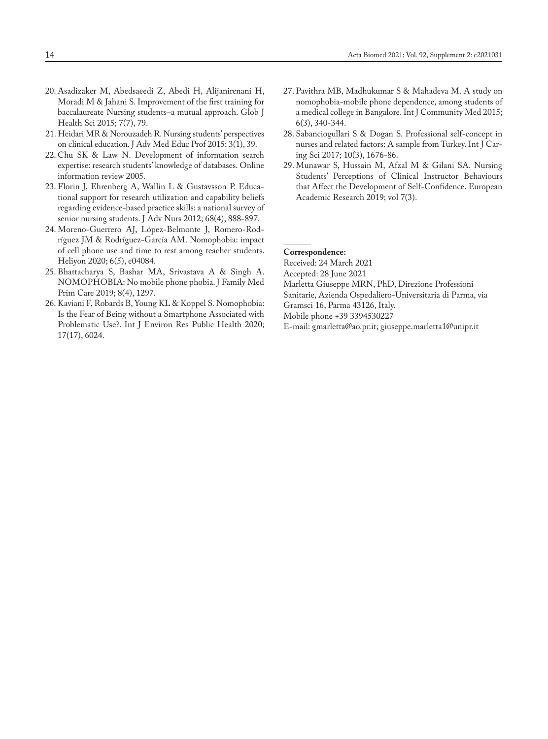20. Asadizaker M, Abedsaeedi Z, Abedi H, Alijanirenani H, Moradi M & Jahani S. Improvement of the first training for baccalaureate Nursing students–a mutual approach. Glob J Health Sci 2015; 7(7), 79.
21. Heidari MR & Norouzadeh R. Nursing students' perspectives on clinical education. J Adv Med Educ Prof 2015; 3(1), 39.
22. Chu SK & Law N. Development of information search expertise: research students' knowledge of databases. Online information review 2005.
23. Florin J, Ehrenberg A, Wallin L & Gustavsson P. Educational support for research utilization and capability beliefs regarding evidence-based practice skills: a national survey of senior nursing students. J Adv Nurs 2012; 68(4), 888-897.
24. Moreno-Guerrero AJ, López-Belmonte J, Romero-Rodríguez JM & Rodríguez-García AM. Nomophobia: impact of cell phone use and time to rest among teacher students. Heliyon 2020; 6(5), e04084.
25. Bhattacharya S, Bashar MA, Srivastava A & Singh A. NOMOPHOBIA: No mobile phone phobia. J Family Med Prim Care 2019; 8(4), 1297.
26. Kaviani F, Robards B, Young KL & Koppel S. Nomophobia: Is the Fear of Being without a Smartphone Associated with Problematic Use?. Int J Environ Res Public Health 2020; 17(17), 6024.
27. Pavithra MB, Madhukumar S & Mahadeva M. A study on nomophobia-mobile phone dependence, among students of a medical college in Bangalore. Int J Community Med 2015; 6(3), 340-344.
28. Sabanciogullari S & Dogan S. Professional self-concept in nurses and related factors: A sample from Turkey. Int J Caring Sci 2017; 10(3), 1676-86.
29. Munawar S, Hussain M, Afzal M & Gilani SA. Nursing Students' Perceptions of Clinical Instructor Behaviours that Affect the Development of Self-Confidence. European Academic Research 2019; vol 7(3).

**Correspondence:**
Received: 24 March 2021
Accepted: 28 June 2021
Marletta Giuseppe MRN, PhD, Direzione Professioni Sanitarie, Azienda Ospedaliero-Universitaria di Parma, via Gramsci 16, Parma 43126, Italy.
Mobile phone +39 3394530227
E-mail: gmarletta@ao.pr.it; giuseppe.marletta1@unipr.it